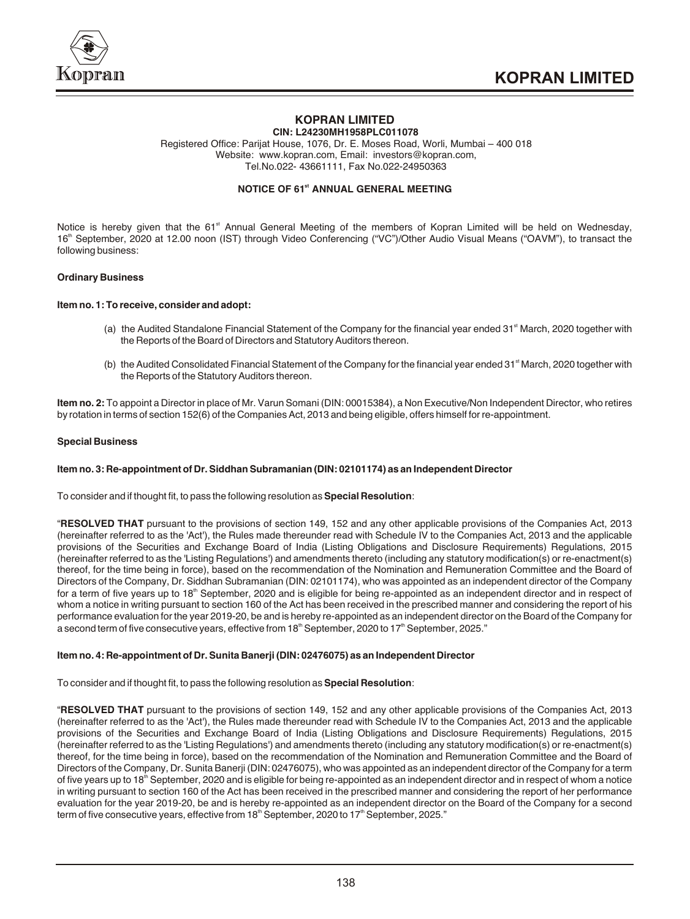# KOPRAN LIMITED

**CIN: L24230MH1958PLC011078**

Registered Office: Parijat House, 1076, Dr. E. Moses Road, Worli, Mumbai – 400 018
Website: www.kopran.com, Email: investors@kopran.com,
Tel.No.022- 43661111, Fax No.022-24950363

## NOTICE OF 61st ANNUAL GENERAL MEETING

Notice is hereby given that the 61st Annual General Meeting of the members of Kopran Limited will be held on Wednesday, 16th September, 2020 at 12.00 noon (IST) through Video Conferencing ("VC")/Other Audio Visual Means ("OAVM"), to transact the following business:

### Ordinary Business

**Item no. 1: To receive, consider and adopt:**

(a) the Audited Standalone Financial Statement of the Company for the financial year ended 31st March, 2020 together with the Reports of the Board of Directors and Statutory Auditors thereon.

(b) the Audited Consolidated Financial Statement of the Company for the financial year ended 31st March, 2020 together with the Reports of the Statutory Auditors thereon.

**Item no. 2:** To appoint a Director in place of Mr. Varun Somani (DIN: 00015384), a Non Executive/Non Independent Director, who retires by rotation in terms of section 152(6) of the Companies Act, 2013 and being eligible, offers himself for re-appointment.

### Special Business

**Item no. 3: Re-appointment of Dr. Siddhan Subramanian (DIN: 02101174) as an Independent Director**

To consider and if thought fit, to pass the following resolution as **Special Resolution**:

"**RESOLVED THAT** pursuant to the provisions of section 149, 152 and any other applicable provisions of the Companies Act, 2013 (hereinafter referred to as the 'Act'), the Rules made thereunder read with Schedule IV to the Companies Act, 2013 and the applicable provisions of the Securities and Exchange Board of India (Listing Obligations and Disclosure Requirements) Regulations, 2015 (hereinafter referred to as the 'Listing Regulations') and amendments thereto (including any statutory modification(s) or re-enactment(s) thereof, for the time being in force), based on the recommendation of the Nomination and Remuneration Committee and the Board of Directors of the Company, Dr. Siddhan Subramanian (DIN: 02101174), who was appointed as an independent director of the Company for a term of five years up to 18th September, 2020 and is eligible for being re-appointed as an independent director and in respect of whom a notice in writing pursuant to section 160 of the Act has been received in the prescribed manner and considering the report of his performance evaluation for the year 2019-20, be and is hereby re-appointed as an independent director on the Board of the Company for a second term of five consecutive years, effective from 18th September, 2020 to 17th September, 2025."

**Item no. 4: Re-appointment of Dr. Sunita Banerji (DIN: 02476075) as an Independent Director**

To consider and if thought fit, to pass the following resolution as **Special Resolution**:

"**RESOLVED THAT** pursuant to the provisions of section 149, 152 and any other applicable provisions of the Companies Act, 2013 (hereinafter referred to as the 'Act'), the Rules made thereunder read with Schedule IV to the Companies Act, 2013 and the applicable provisions of the Securities and Exchange Board of India (Listing Obligations and Disclosure Requirements) Regulations, 2015 (hereinafter referred to as the 'Listing Regulations') and amendments thereto (including any statutory modification(s) or re-enactment(s) thereof, for the time being in force), based on the recommendation of the Nomination and Remuneration Committee and the Board of Directors of the Company, Dr. Sunita Banerji (DIN: 02476075), who was appointed as an independent director of the Company for a term of five years up to 18th September, 2020 and is eligible for being re-appointed as an independent director and in respect of whom a notice in writing pursuant to section 160 of the Act has been received in the prescribed manner and considering the report of her performance evaluation for the year 2019-20, be and is hereby re-appointed as an independent director on the Board of the Company for a second term of five consecutive years, effective from 18th September, 2020 to 17th September, 2025."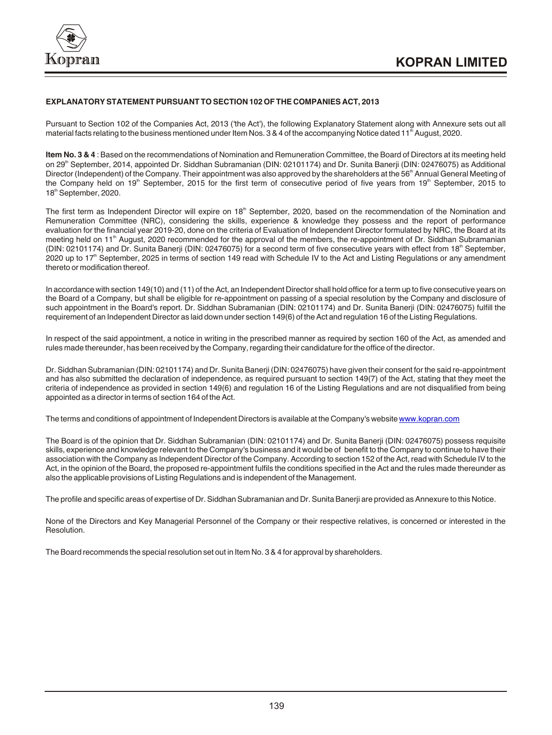## EXPLANATORY STATEMENT PURSUANT TO SECTION 102 OF THE COMPANIES ACT, 2013

Pursuant to Section 102 of the Companies Act, 2013 ('the Act'), the following Explanatory Statement along with Annexure sets out all material facts relating to the business mentioned under Item Nos. 3 & 4 of the accompanying Notice dated 11th August, 2020.

**Item No. 3 & 4** : Based on the recommendations of Nomination and Remuneration Committee, the Board of Directors at its meeting held on 29th September, 2014, appointed Dr. Siddhan Subramanian (DIN: 02101174) and Dr. Sunita Banerji (DIN: 02476075) as Additional Director (Independent) of the Company. Their appointment was also approved by the shareholders at the 56th Annual General Meeting of the Company held on 19th September, 2015 for the first term of consecutive period of five years from 19th September, 2015 to 18th September, 2020.

The first term as Independent Director will expire on 18th September, 2020, based on the recommendation of the Nomination and Remuneration Committee (NRC), considering the skills, experience & knowledge they possess and the report of performance evaluation for the financial year 2019-20, done on the criteria of Evaluation of Independent Director formulated by NRC, the Board at its meeting held on 11th August, 2020 recommended for the approval of the members, the re-appointment of Dr. Siddhan Subramanian (DIN: 02101174) and Dr. Sunita Banerji (DIN: 02476075) for a second term of five consecutive years with effect from 18th September, 2020 up to 17th September, 2025 in terms of section 149 read with Schedule IV to the Act and Listing Regulations or any amendment thereto or modification thereof.

In accordance with section 149(10) and (11) of the Act, an Independent Director shall hold office for a term up to five consecutive years on the Board of a Company, but shall be eligible for re-appointment on passing of a special resolution by the Company and disclosure of such appointment in the Board's report. Dr. Siddhan Subramanian (DIN: 02101174) and Dr. Sunita Banerji (DIN: 02476075) fulfill the requirement of an Independent Director as laid down under section 149(6) of the Act and regulation 16 of the Listing Regulations.

In respect of the said appointment, a notice in writing in the prescribed manner as required by section 160 of the Act, as amended and rules made thereunder, has been received by the Company, regarding their candidature for the office of the director.

Dr. Siddhan Subramanian (DIN: 02101174) and Dr. Sunita Banerji (DIN: 02476075) have given their consent for the said re-appointment and has also submitted the declaration of independence, as required pursuant to section 149(7) of the Act, stating that they meet the criteria of independence as provided in section 149(6) and regulation 16 of the Listing Regulations and are not disqualified from being appointed as a director in terms of section 164 of the Act.

The terms and conditions of appointment of Independent Directors is available at the Company's website www.kopran.com

The Board is of the opinion that Dr. Siddhan Subramanian (DIN: 02101174) and Dr. Sunita Banerji (DIN: 02476075) possess requisite skills, experience and knowledge relevant to the Company's business and it would be of benefit to the Company to continue to have their association with the Company as Independent Director of the Company. According to section 152 of the Act, read with Schedule IV to the Act, in the opinion of the Board, the proposed re-appointment fulfils the conditions specified in the Act and the rules made thereunder as also the applicable provisions of Listing Regulations and is independent of the Management.

The profile and specific areas of expertise of Dr. Siddhan Subramanian and Dr. Sunita Banerji are provided as Annexure to this Notice.

None of the Directors and Key Managerial Personnel of the Company or their respective relatives, is concerned or interested in the Resolution.

The Board recommends the special resolution set out in Item No. 3 & 4 for approval by shareholders.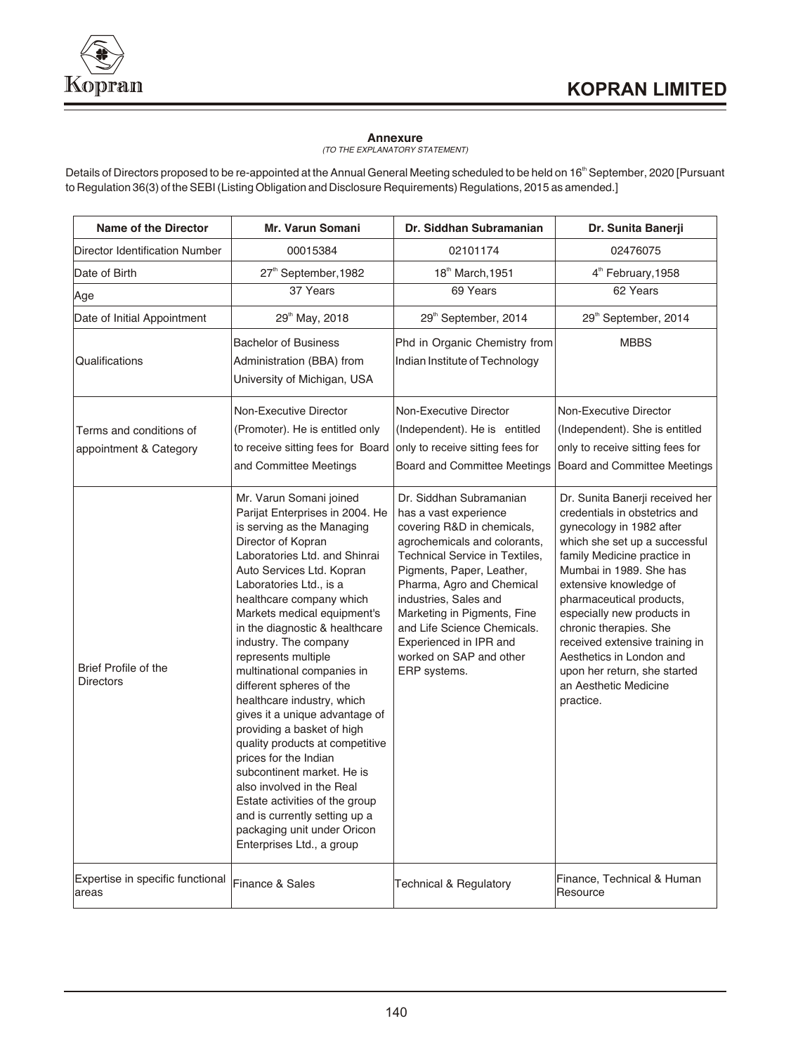## Annexure

*(TO THE EXPLANATORY STATEMENT)*

Details of Directors proposed to be re-appointed at the Annual General Meeting scheduled to be held on 16th September, 2020 [Pursuant to Regulation 36(3) of the SEBI (Listing Obligation and Disclosure Requirements) Regulations, 2015 as amended.]

| Name of the Director | Mr. Varun Somani | Dr. Siddhan Subramanian | Dr. Sunita Banerji |
|---|---|---|---|
| Director Identification Number | 00015384 | 02101174 | 02476075 |
| Date of Birth | 27th September, 1982 | 18th March, 1951 | 4th February, 1958 |
| Age | 37 Years | 69 Years | 62 Years |
| Date of Initial Appointment | 29th May, 2018 | 29th September, 2014 | 29th September, 2014 |
| Qualifications | Bachelor of Business Administration (BBA) from University of Michigan, USA | Phd in Organic Chemistry from Indian Institute of Technology | MBBS |
| Terms and conditions of appointment & Category | Non-Executive Director (Promoter). He is entitled only to receive sitting fees for Board and Committee Meetings | Non-Executive Director (Independent). He is entitled only to receive sitting fees for Board and Committee Meetings | Non-Executive Director (Independent). She is entitled only to receive sitting fees for Board and Committee Meetings |
| Brief Profile of the Directors | Mr. Varun Somani joined Parijat Enterprises in 2004. He is serving as the Managing Director of Kopran Laboratories Ltd. and Shinrai Auto Services Ltd. Kopran Laboratories Ltd., is a healthcare company which Markets medical equipment's in the diagnostic & healthcare industry. The company represents multiple multinational companies in different spheres of the healthcare industry, which gives it a unique advantage of providing a basket of high quality products at competitive prices for the Indian subcontinent market. He is also involved in the Real Estate activities of the group and is currently setting up a packaging unit under Oricon Enterprises Ltd., a group | Dr. Siddhan Subramanian has a vast experience covering R&D in chemicals, agrochemicals and colorants, Technical Service in Textiles, Pigments, Paper, Leather, Pharma, Agro and Chemical industries, Sales and Marketing in Pigments, Fine and Life Science Chemicals. Experienced in IPR and worked on SAP and other ERP systems. | Dr. Sunita Banerji received her credentials in obstetrics and gynecology in 1982 after which she set up a successful family Medicine practice in Mumbai in 1989. She has extensive knowledge of pharmaceutical products, especially new products in chronic therapies. She received extensive training in Aesthetics in London and upon her return, she started an Aesthetic Medicine practice. |
| Expertise in specific functional areas | Finance & Sales | Technical & Regulatory | Finance, Technical & Human Resource |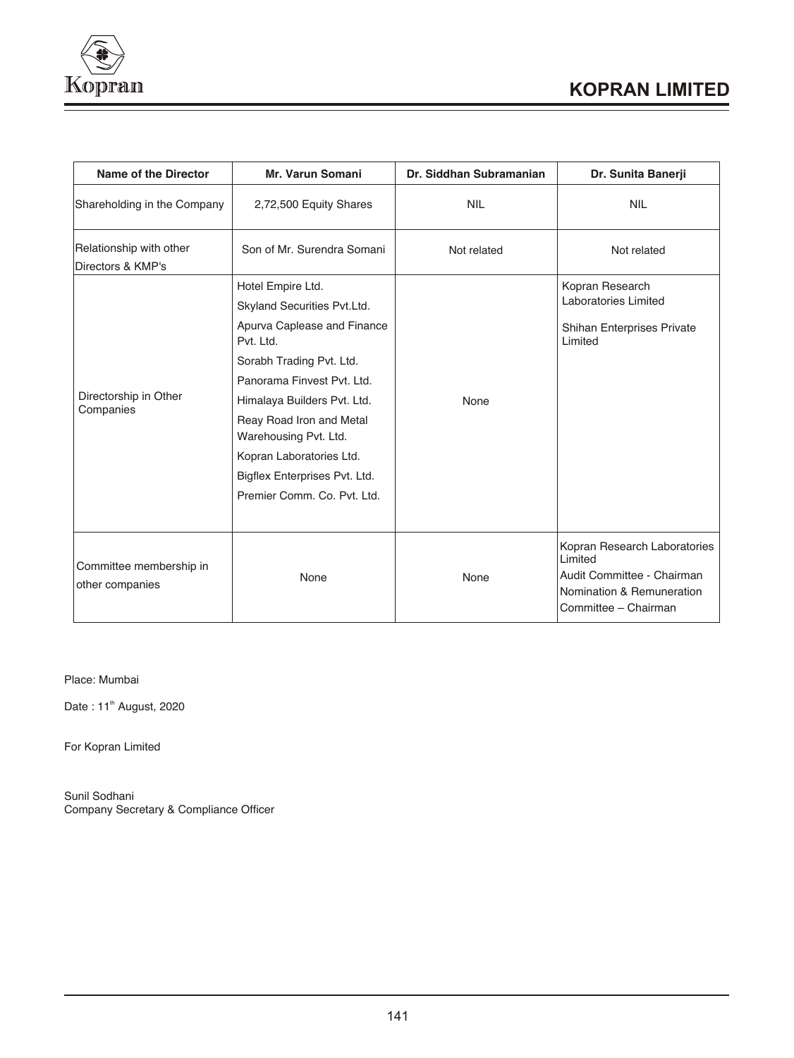| Name of the Director | Mr. Varun Somani | Dr. Siddhan Subramanian | Dr. Sunita Banerji |
|---|---|---|---|
| Shareholding in the Company | 2,72,500 Equity Shares | NIL | NIL |
| Relationship with other Directors & KMP's | Son of Mr. Surendra Somani | Not related | Not related |
| Directorship in Other Companies | Hotel Empire Ltd.<br>Skyland Securities Pvt.Ltd.<br>Apurva Caplease and Finance Pvt. Ltd.<br>Sorabh Trading Pvt. Ltd.<br>Panorama Finvest Pvt. Ltd.<br>Himalaya Builders Pvt. Ltd.<br>Reay Road Iron and Metal Warehousing Pvt. Ltd.<br>Kopran Laboratories Ltd.<br>Bigflex Enterprises Pvt. Ltd.<br>Premier Comm. Co. Pvt. Ltd. | None | Kopran Research Laboratories Limited<br>Shihan Enterprises Private Limited |
| Committee membership in other companies | None | None | Kopran Research Laboratories Limited<br>Audit Committee - Chairman<br>Nomination & Remuneration Committee – Chairman |

Place: Mumbai

Date : 11th August, 2020

For Kopran Limited

Sunil Sodhani
Company Secretary & Compliance Officer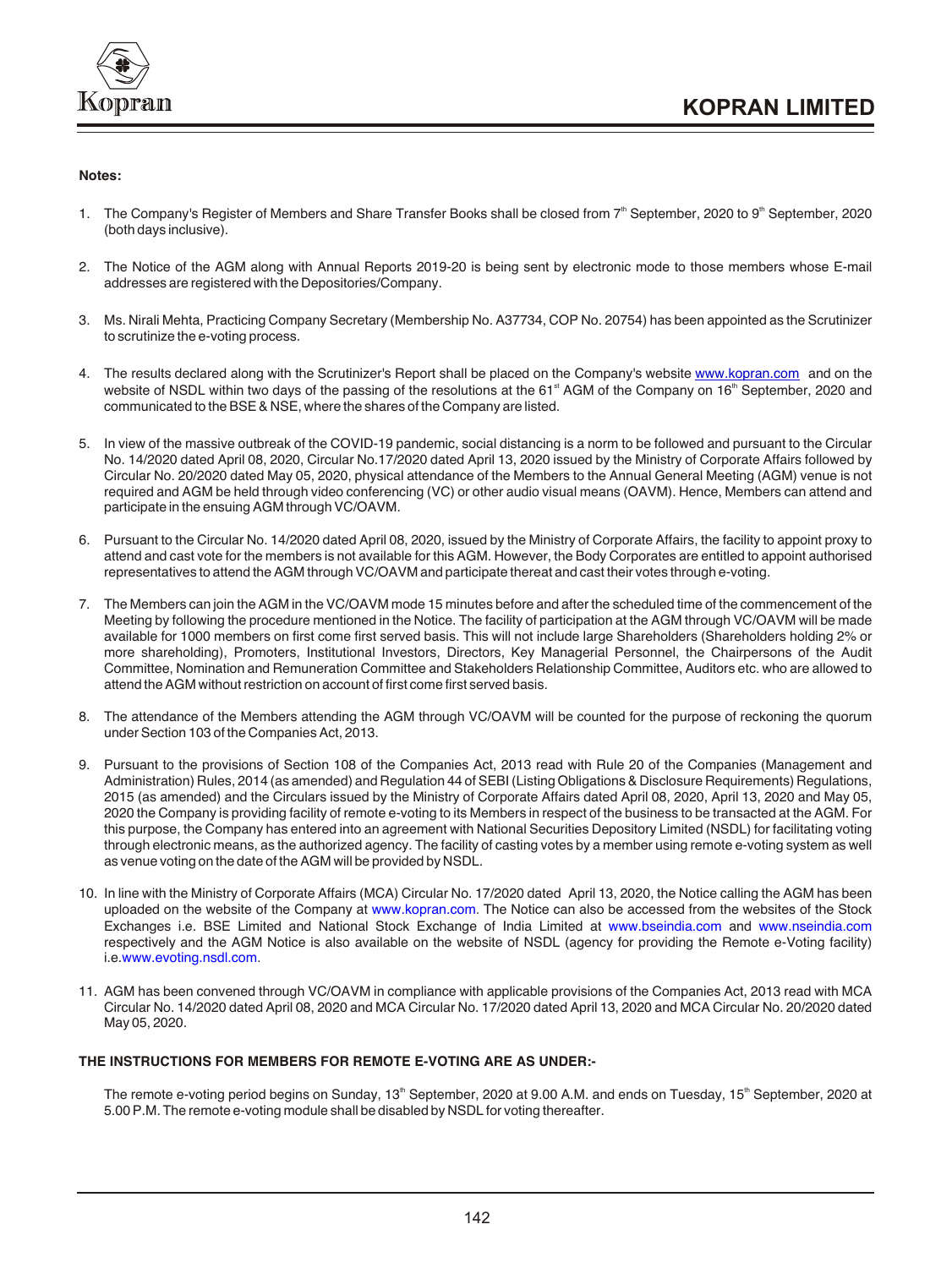**Notes:**

1. The Company's Register of Members and Share Transfer Books shall be closed from 7th September, 2020 to 9th September, 2020 (both days inclusive).

2. The Notice of the AGM along with Annual Reports 2019-20 is being sent by electronic mode to those members whose E-mail addresses are registered with the Depositories/Company.

3. Ms. Nirali Mehta, Practicing Company Secretary (Membership No. A37734, COP No. 20754) has been appointed as the Scrutinizer to scrutinize the e-voting process.

4. The results declared along with the Scrutinizer's Report shall be placed on the Company's website www.kopran.com and on the website of NSDL within two days of the passing of the resolutions at the 61st AGM of the Company on 16th September, 2020 and communicated to the BSE & NSE, where the shares of the Company are listed.

5. In view of the massive outbreak of the COVID-19 pandemic, social distancing is a norm to be followed and pursuant to the Circular No. 14/2020 dated April 08, 2020, Circular No.17/2020 dated April 13, 2020 issued by the Ministry of Corporate Affairs followed by Circular No. 20/2020 dated May 05, 2020, physical attendance of the Members to the Annual General Meeting (AGM) venue is not required and AGM be held through video conferencing (VC) or other audio visual means (OAVM). Hence, Members can attend and participate in the ensuing AGM through VC/OAVM.

6. Pursuant to the Circular No. 14/2020 dated April 08, 2020, issued by the Ministry of Corporate Affairs, the facility to appoint proxy to attend and cast vote for the members is not available for this AGM. However, the Body Corporates are entitled to appoint authorised representatives to attend the AGM through VC/OAVM and participate thereat and cast their votes through e-voting.

7. The Members can join the AGM in the VC/OAVM mode 15 minutes before and after the scheduled time of the commencement of the Meeting by following the procedure mentioned in the Notice. The facility of participation at the AGM through VC/OAVM will be made available for 1000 members on first come first served basis. This will not include large Shareholders (Shareholders holding 2% or more shareholding), Promoters, Institutional Investors, Directors, Key Managerial Personnel, the Chairpersons of the Audit Committee, Nomination and Remuneration Committee and Stakeholders Relationship Committee, Auditors etc. who are allowed to attend the AGM without restriction on account of first come first served basis.

8. The attendance of the Members attending the AGM through VC/OAVM will be counted for the purpose of reckoning the quorum under Section 103 of the Companies Act, 2013.

9. Pursuant to the provisions of Section 108 of the Companies Act, 2013 read with Rule 20 of the Companies (Management and Administration) Rules, 2014 (as amended) and Regulation 44 of SEBI (Listing Obligations & Disclosure Requirements) Regulations, 2015 (as amended) and the Circulars issued by the Ministry of Corporate Affairs dated April 08, 2020, April 13, 2020 and May 05, 2020 the Company is providing facility of remote e-voting to its Members in respect of the business to be transacted at the AGM. For this purpose, the Company has entered into an agreement with National Securities Depository Limited (NSDL) for facilitating voting through electronic means, as the authorized agency. The facility of casting votes by a member using remote e-voting system as well as venue voting on the date of the AGM will be provided by NSDL.

10. In line with the Ministry of Corporate Affairs (MCA) Circular No. 17/2020 dated April 13, 2020, the Notice calling the AGM has been uploaded on the website of the Company at www.kopran.com. The Notice can also be accessed from the websites of the Stock Exchanges i.e. BSE Limited and National Stock Exchange of India Limited at www.bseindia.com and www.nseindia.com respectively and the AGM Notice is also available on the website of NSDL (agency for providing the Remote e-Voting facility) i.e.www.evoting.nsdl.com.

11. AGM has been convened through VC/OAVM in compliance with applicable provisions of the Companies Act, 2013 read with MCA Circular No. 14/2020 dated April 08, 2020 and MCA Circular No. 17/2020 dated April 13, 2020 and MCA Circular No. 20/2020 dated May 05, 2020.

**THE INSTRUCTIONS FOR MEMBERS FOR REMOTE E-VOTING ARE AS UNDER:-**

The remote e-voting period begins on Sunday, 13th September, 2020 at 9.00 A.M. and ends on Tuesday, 15th September, 2020 at 5.00 P.M. The remote e-voting module shall be disabled by NSDL for voting thereafter.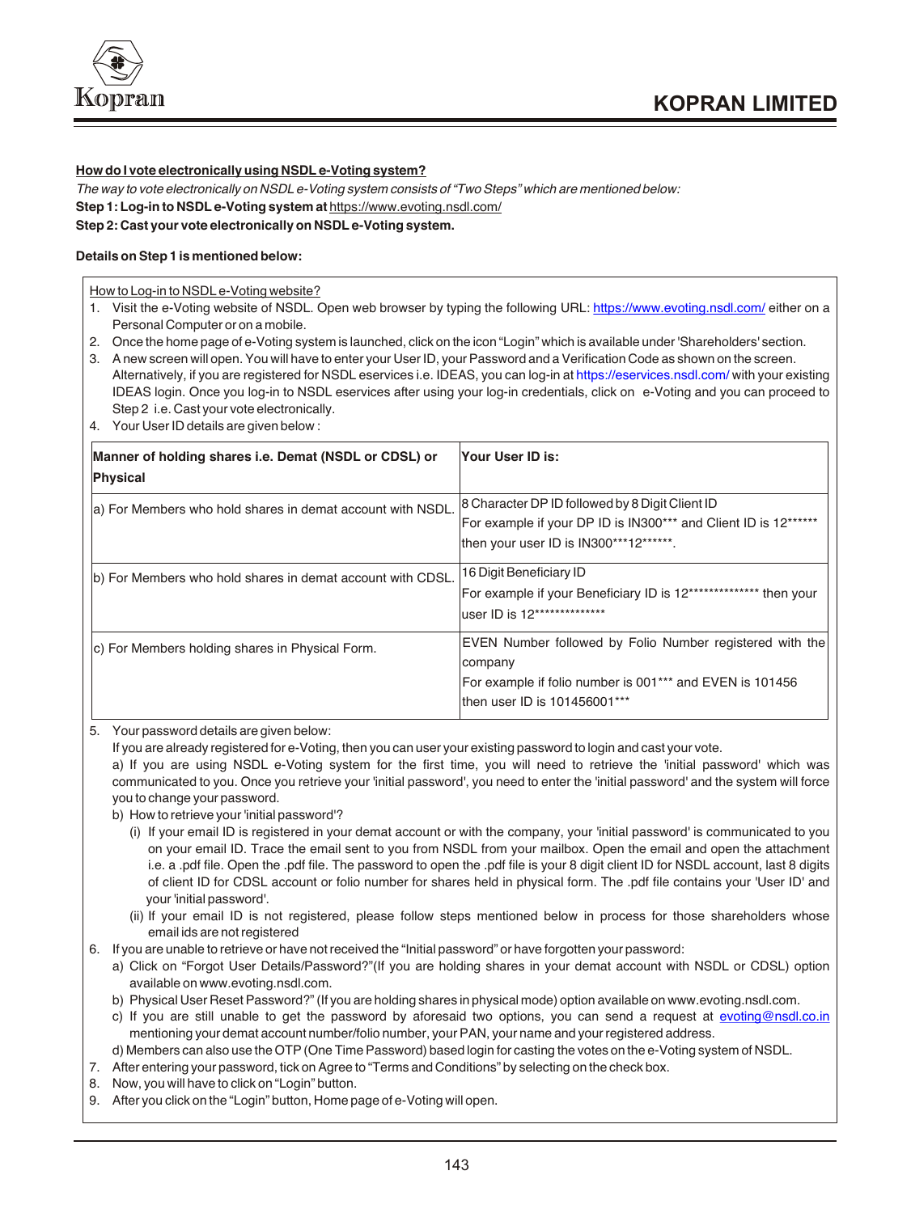**How do I vote electronically using NSDL e-Voting system?**

*The way to vote electronically on NSDL e-Voting system consists of "Two Steps" which are mentioned below:*

**Step 1: Log-in to NSDL e-Voting system at** https://www.evoting.nsdl.com/

**Step 2: Cast your vote electronically on NSDL e-Voting system.**

**Details on Step 1 is mentioned below:**

How to Log-in to NSDL e-Voting website?

1. Visit the e-Voting website of NSDL. Open web browser by typing the following URL: https://www.evoting.nsdl.com/ either on a Personal Computer or on a mobile.
2. Once the home page of e-Voting system is launched, click on the icon "Login" which is available under 'Shareholders' section.
3. A new screen will open. You will have to enter your User ID, your Password and a Verification Code as shown on the screen. Alternatively, if you are registered for NSDL eservices i.e. IDEAS, you can log-in at https://eservices.nsdl.com/ with your existing IDEAS login. Once you log-in to NSDL eservices after using your log-in credentials, click on e-Voting and you can proceed to Step 2 i.e. Cast your vote electronically.
4. Your User ID details are given below :

| Manner of holding shares i.e. Demat (NSDL or CDSL) or Physical | Your User ID is: |
|---|---|
| a) For Members who hold shares in demat account with NSDL. | 8 Character DP ID followed by 8 Digit Client ID<br>For example if your DP ID is IN300*** and Client ID is 12****** then your user ID is IN300***12******. |
| b) For Members who hold shares in demat account with CDSL. | 16 Digit Beneficiary ID<br>For example if your Beneficiary ID is 12************** then your user ID is 12************** |
| c) For Members holding shares in Physical Form. | EVEN Number followed by Folio Number registered with the company<br>For example if folio number is 001*** and EVEN is 101456 then user ID is 101456001*** |

5. Your password details are given below:

   If you are already registered for e-Voting, then you can user your existing password to login and cast your vote.

   a) If you are using NSDL e-Voting system for the first time, you will need to retrieve the 'initial password' which was communicated to you. Once you retrieve your 'initial password', you need to enter the 'initial password' and the system will force you to change your password.

   b) How to retrieve your 'initial password'?

      (i) If your email ID is registered in your demat account or with the company, your 'initial password' is communicated to you on your email ID. Trace the email sent to you from NSDL from your mailbox. Open the email and open the attachment i.e. a .pdf file. Open the .pdf file. The password to open the .pdf file is your 8 digit client ID for NSDL account, last 8 digits of client ID for CDSL account or folio number for shares held in physical form. The .pdf file contains your 'User ID' and your 'initial password'.

      (ii) If your email ID is not registered, please follow steps mentioned below in process for those shareholders whose email ids are not registered

6. If you are unable to retrieve or have not received the "Initial password" or have forgotten your password:

   a) Click on "Forgot User Details/Password?"(If you are holding shares in your demat account with NSDL or CDSL) option available on www.evoting.nsdl.com.

   b) Physical User Reset Password?" (If you are holding shares in physical mode) option available on www.evoting.nsdl.com.

   c) If you are still unable to get the password by aforesaid two options, you can send a request at evoting@nsdl.co.in mentioning your demat account number/folio number, your PAN, your name and your registered address.

   d) Members can also use the OTP (One Time Password) based login for casting the votes on the e-Voting system of NSDL.

7. After entering your password, tick on Agree to "Terms and Conditions" by selecting on the check box.
8. Now, you will have to click on "Login" button.
9. After you click on the "Login" button, Home page of e-Voting will open.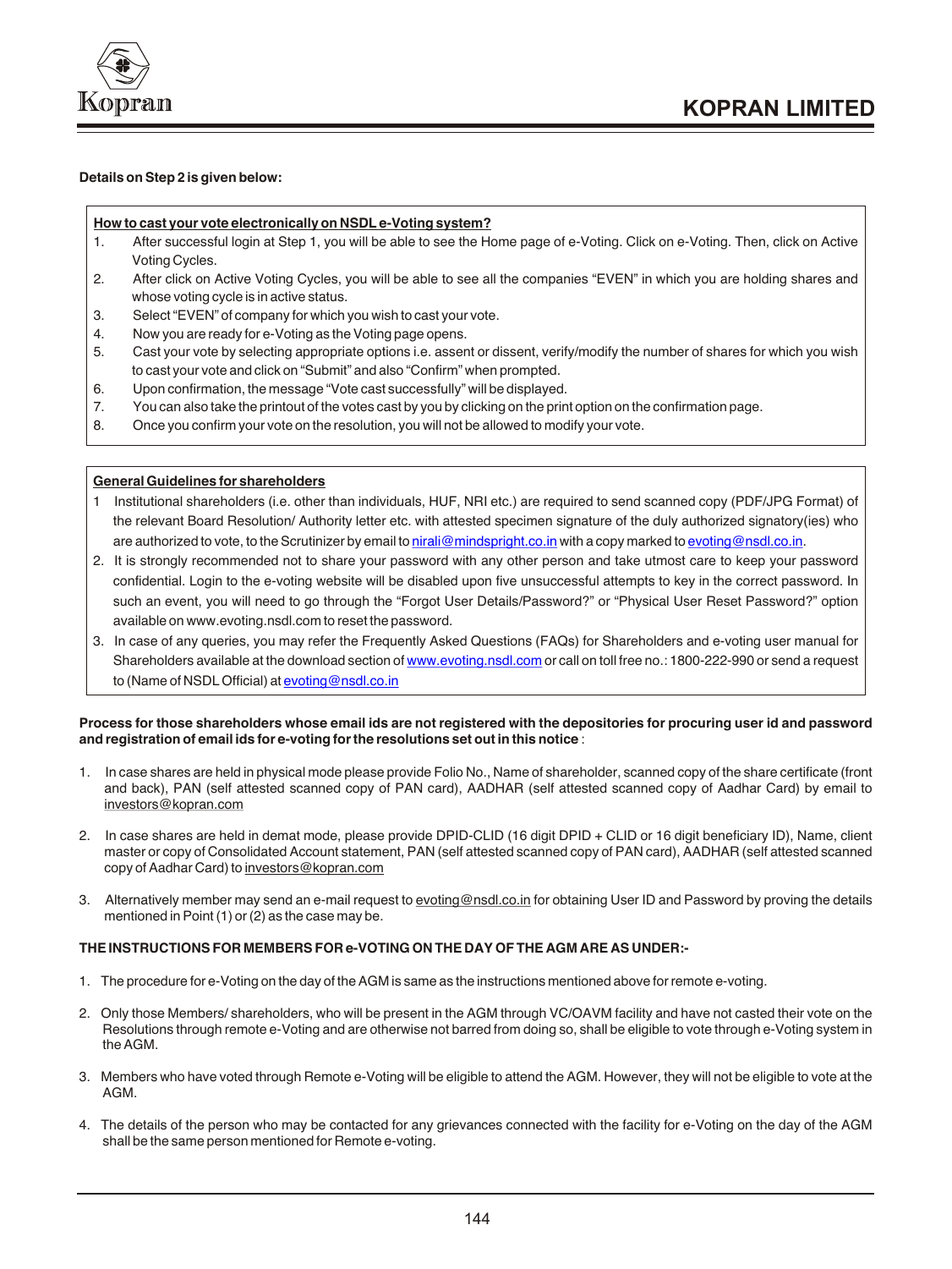**Details on Step 2 is given below:**

**How to cast your vote electronically on NSDL e-Voting system?**

1. After successful login at Step 1, you will be able to see the Home page of e-Voting. Click on e-Voting. Then, click on Active Voting Cycles.
2. After click on Active Voting Cycles, you will be able to see all the companies "EVEN" in which you are holding shares and whose voting cycle is in active status.
3. Select "EVEN" of company for which you wish to cast your vote.
4. Now you are ready for e-Voting as the Voting page opens.
5. Cast your vote by selecting appropriate options i.e. assent or dissent, verify/modify the number of shares for which you wish to cast your vote and click on "Submit" and also "Confirm" when prompted.
6. Upon confirmation, the message "Vote cast successfully" will be displayed.
7. You can also take the printout of the votes cast by you by clicking on the print option on the confirmation page.
8. Once you confirm your vote on the resolution, you will not be allowed to modify your vote.

**General Guidelines for shareholders**

1. Institutional shareholders (i.e. other than individuals, HUF, NRI etc.) are required to send scanned copy (PDF/JPG Format) of the relevant Board Resolution/ Authority letter etc. with attested specimen signature of the duly authorized signatory(ies) who are authorized to vote, to the Scrutinizer by email to nirali@mindspright.co.in with a copy marked to evoting@nsdl.co.in.
2. It is strongly recommended not to share your password with any other person and take utmost care to keep your password confidential. Login to the e-voting website will be disabled upon five unsuccessful attempts to key in the correct password. In such an event, you will need to go through the "Forgot User Details/Password?" or "Physical User Reset Password?" option available on www.evoting.nsdl.com to reset the password.
3. In case of any queries, you may refer the Frequently Asked Questions (FAQs) for Shareholders and e-voting user manual for Shareholders available at the download section of www.evoting.nsdl.com or call on toll free no.: 1800-222-990 or send a request to (Name of NSDL Official) at evoting@nsdl.co.in

**Process for those shareholders whose email ids are not registered with the depositories for procuring user id and password and registration of email ids for e-voting for the resolutions set out in this notice** :

1. In case shares are held in physical mode please provide Folio No., Name of shareholder, scanned copy of the share certificate (front and back), PAN (self attested scanned copy of PAN card), AADHAR (self attested scanned copy of Aadhar Card) by email to investors@kopran.com

2. In case shares are held in demat mode, please provide DPID-CLID (16 digit DPID + CLID or 16 digit beneficiary ID), Name, client master or copy of Consolidated Account statement, PAN (self attested scanned copy of PAN card), AADHAR (self attested scanned copy of Aadhar Card) to investors@kopran.com

3. Alternatively member may send an e-mail request to evoting@nsdl.co.in for obtaining User ID and Password by proving the details mentioned in Point (1) or (2) as the case may be.

**THE INSTRUCTIONS FOR MEMBERS FOR e-VOTING ON THE DAY OF THE AGM ARE AS UNDER:-**

1. The procedure for e-Voting on the day of the AGM is same as the instructions mentioned above for remote e-voting.

2. Only those Members/ shareholders, who will be present in the AGM through VC/OAVM facility and have not casted their vote on the Resolutions through remote e-Voting and are otherwise not barred from doing so, shall be eligible to vote through e-Voting system in the AGM.

3. Members who have voted through Remote e-Voting will be eligible to attend the AGM. However, they will not be eligible to vote at the AGM.

4. The details of the person who may be contacted for any grievances connected with the facility for e-Voting on the day of the AGM shall be the same person mentioned for Remote e-voting.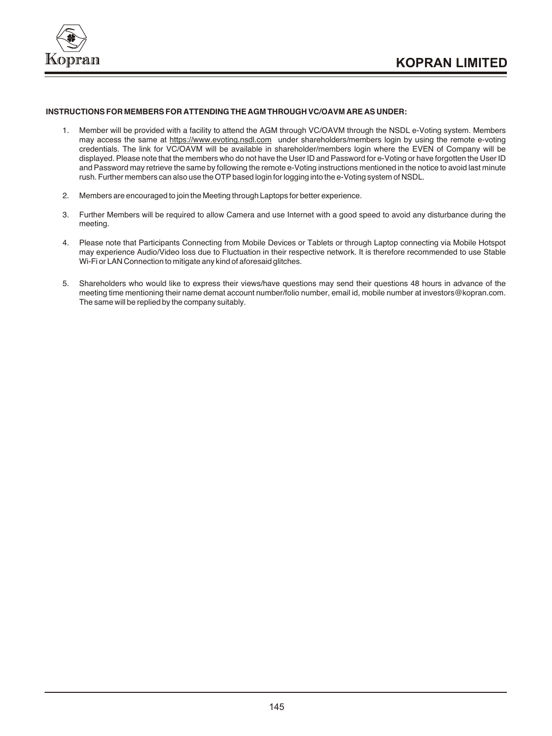**INSTRUCTIONS FOR MEMBERS FOR ATTENDING THE AGM THROUGH VC/OAVM ARE AS UNDER:**

1. Member will be provided with a facility to attend the AGM through VC/OAVM through the NSDL e-Voting system. Members may access the same at https://www.evoting.nsdl.com under shareholders/members login by using the remote e-voting credentials. The link for VC/OAVM will be available in shareholder/members login where the EVEN of Company will be displayed. Please note that the members who do not have the User ID and Password for e-Voting or have forgotten the User ID and Password may retrieve the same by following the remote e-Voting instructions mentioned in the notice to avoid last minute rush. Further members can also use the OTP based login for logging into the e-Voting system of NSDL.

2. Members are encouraged to join the Meeting through Laptops for better experience.

3. Further Members will be required to allow Camera and use Internet with a good speed to avoid any disturbance during the meeting.

4. Please note that Participants Connecting from Mobile Devices or Tablets or through Laptop connecting via Mobile Hotspot may experience Audio/Video loss due to Fluctuation in their respective network. It is therefore recommended to use Stable Wi-Fi or LAN Connection to mitigate any kind of aforesaid glitches.

5. Shareholders who would like to express their views/have questions may send their questions 48 hours in advance of the meeting time mentioning their name demat account number/folio number, email id, mobile number at investors@kopran.com. The same will be replied by the company suitably.